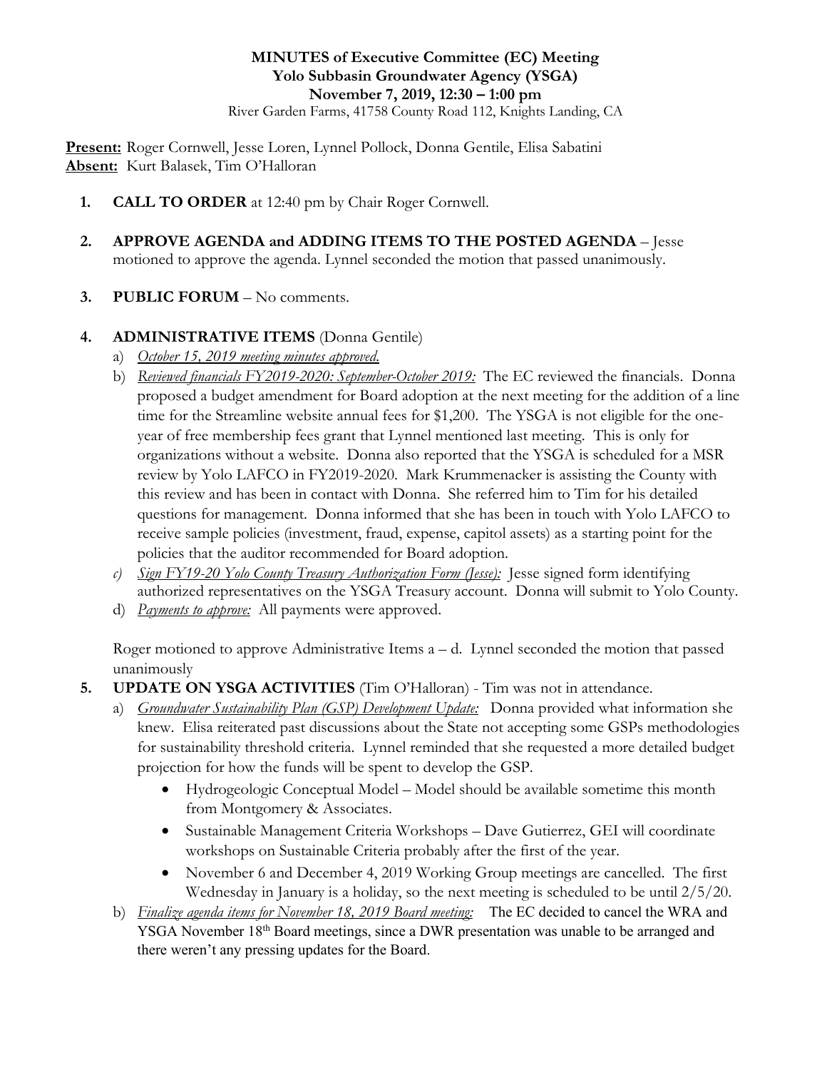**MINUTES of Executive Committee (EC) Meeting**
**Yolo Subbasin Groundwater Agency (YSGA)**
**November 7, 2019, 12:30 – 1:00 pm**
River Garden Farms, 41758 County Road 112, Knights Landing, CA

**Present:** Roger Cornwell, Jesse Loren, Lynnel Pollock, Donna Gentile, Elisa Sabatini
**Absent:** Kurt Balasek, Tim O'Halloran

1. **CALL TO ORDER** at 12:40 pm by Chair Roger Cornwell.

2. **APPROVE AGENDA and ADDING ITEMS TO THE POSTED AGENDA** – Jesse motioned to approve the agenda. Lynnel seconded the motion that passed unanimously.

3. **PUBLIC FORUM** – No comments.

4. **ADMINISTRATIVE ITEMS** (Donna Gentile)
   a) *October 15, 2019 meeting minutes approved.*
   b) *Reviewed financials FY2019-2020: September-October 2019:* The EC reviewed the financials. Donna proposed a budget amendment for Board adoption at the next meeting for the addition of a line time for the Streamline website annual fees for $1,200. The YSGA is not eligible for the one-year of free membership fees grant that Lynnel mentioned last meeting. This is only for organizations without a website. Donna also reported that the YSGA is scheduled for a MSR review by Yolo LAFCO in FY2019-2020. Mark Krummenacker is assisting the County with this review and has been in contact with Donna. She referred him to Tim for his detailed questions for management. Donna informed that she has been in touch with Yolo LAFCO to receive sample policies (investment, fraud, expense, capitol assets) as a starting point for the policies that the auditor recommended for Board adoption.
   c) *Sign FY19-20 Yolo County Treasury Authorization Form (Jesse):* Jesse signed form identifying authorized representatives on the YSGA Treasury account. Donna will submit to Yolo County.
   d) *Payments to approve:* All payments were approved.

   Roger motioned to approve Administrative Items a – d. Lynnel seconded the motion that passed unanimously

5. **UPDATE ON YSGA ACTIVITIES** (Tim O'Halloran) - Tim was not in attendance.
   a) *Groundwater Sustainability Plan (GSP) Development Update:* Donna provided what information she knew. Elisa reiterated past discussions about the State not accepting some GSPs methodologies for sustainability threshold criteria. Lynnel reminded that she requested a more detailed budget projection for how the funds will be spent to develop the GSP.
      - Hydrogeologic Conceptual Model – Model should be available sometime this month from Montgomery & Associates.
      - Sustainable Management Criteria Workshops – Dave Gutierrez, GEI will coordinate workshops on Sustainable Criteria probably after the first of the year.
      - November 6 and December 4, 2019 Working Group meetings are cancelled. The first Wednesday in January is a holiday, so the next meeting is scheduled to be until 2/5/20.
   b) *Finalize agenda items for November 18, 2019 Board meeting:* The EC decided to cancel the WRA and YSGA November 18th Board meetings, since a DWR presentation was unable to be arranged and there weren't any pressing updates for the Board.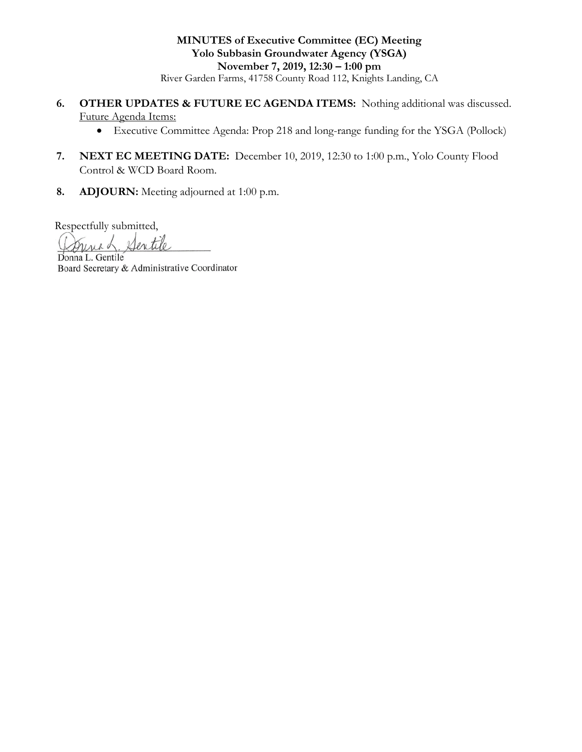**MINUTES of Executive Committee (EC) Meeting**
**Yolo Subbasin Groundwater Agency (YSGA)**
**November 7, 2019, 12:30 – 1:00 pm**
River Garden Farms, 41758 County Road 112, Knights Landing, CA

6. **OTHER UPDATES & FUTURE EC AGENDA ITEMS:** Nothing additional was discussed.
   Future Agenda Items:
   - Executive Committee Agenda: Prop 218 and long-range funding for the YSGA (Pollock)

7. **NEXT EC MEETING DATE:** December 10, 2019, 12:30 to 1:00 p.m., Yolo County Flood Control & WCD Board Room.

8. **ADJOURN:** Meeting adjourned at 1:00 p.m.

Respectfully submitted,

Donna L. Gentile
Board Secretary & Administrative Coordinator